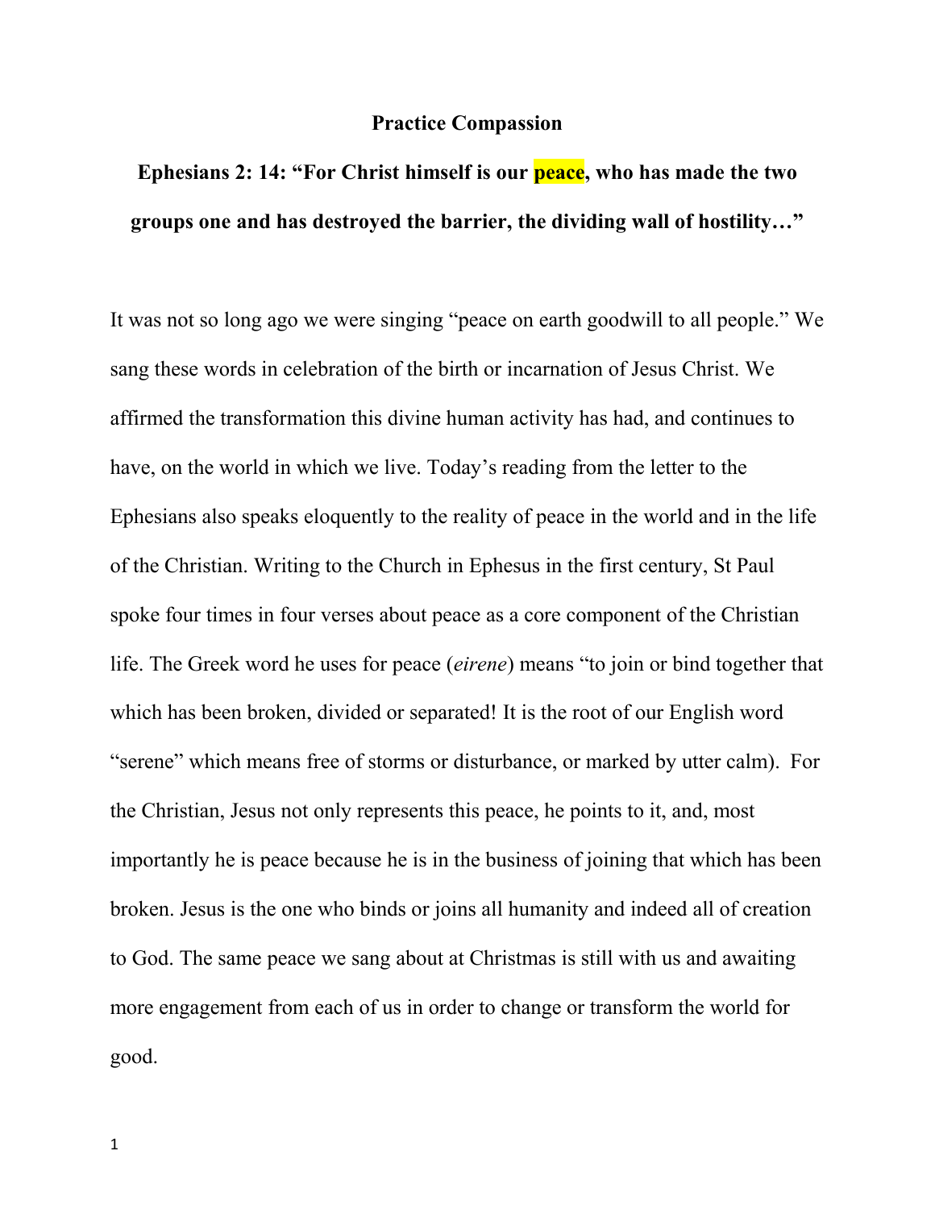# Practice Compassion

## Ephesians 2: 14: "For Christ himself is our peace, who has made the two groups one and has destroyed the barrier, the dividing wall of hostility…"

It was not so long ago we were singing "peace on earth goodwill to all people." We sang these words in celebration of the birth or incarnation of Jesus Christ. We affirmed the transformation this divine human activity has had, and continues to have, on the world in which we live. Today's reading from the letter to the Ephesians also speaks eloquently to the reality of peace in the world and in the life of the Christian. Writing to the Church in Ephesus in the first century, St Paul spoke four times in four verses about peace as a core component of the Christian life. The Greek word he uses for peace (*eirene*) means "to join or bind together that which has been broken, divided or separated! It is the root of our English word "serene" which means free of storms or disturbance, or marked by utter calm). For the Christian, Jesus not only represents this peace, he points to it, and, most importantly he is peace because he is in the business of joining that which has been broken. Jesus is the one who binds or joins all humanity and indeed all of creation to God. The same peace we sang about at Christmas is still with us and awaiting more engagement from each of us in order to change or transform the world for good.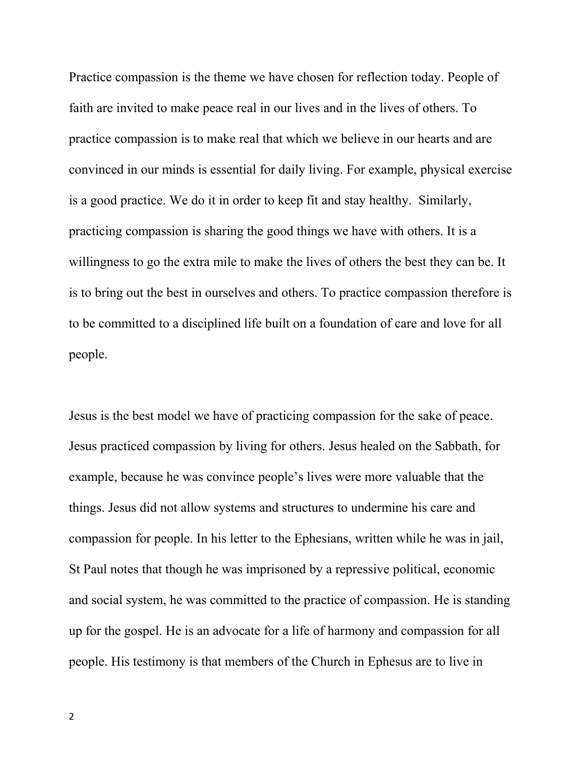Practice compassion is the theme we have chosen for reflection today. People of faith are invited to make peace real in our lives and in the lives of others. To practice compassion is to make real that which we believe in our hearts and are convinced in our minds is essential for daily living. For example, physical exercise is a good practice. We do it in order to keep fit and stay healthy.  Similarly, practicing compassion is sharing the good things we have with others. It is a willingness to go the extra mile to make the lives of others the best they can be. It is to bring out the best in ourselves and others. To practice compassion therefore is to be committed to a disciplined life built on a foundation of care and love for all people.

Jesus is the best model we have of practicing compassion for the sake of peace. Jesus practiced compassion by living for others. Jesus healed on the Sabbath, for example, because he was convince people's lives were more valuable that the things. Jesus did not allow systems and structures to undermine his care and compassion for people. In his letter to the Ephesians, written while he was in jail, St Paul notes that though he was imprisoned by a repressive political, economic and social system, he was committed to the practice of compassion. He is standing up for the gospel. He is an advocate for a life of harmony and compassion for all people. His testimony is that members of the Church in Ephesus are to live in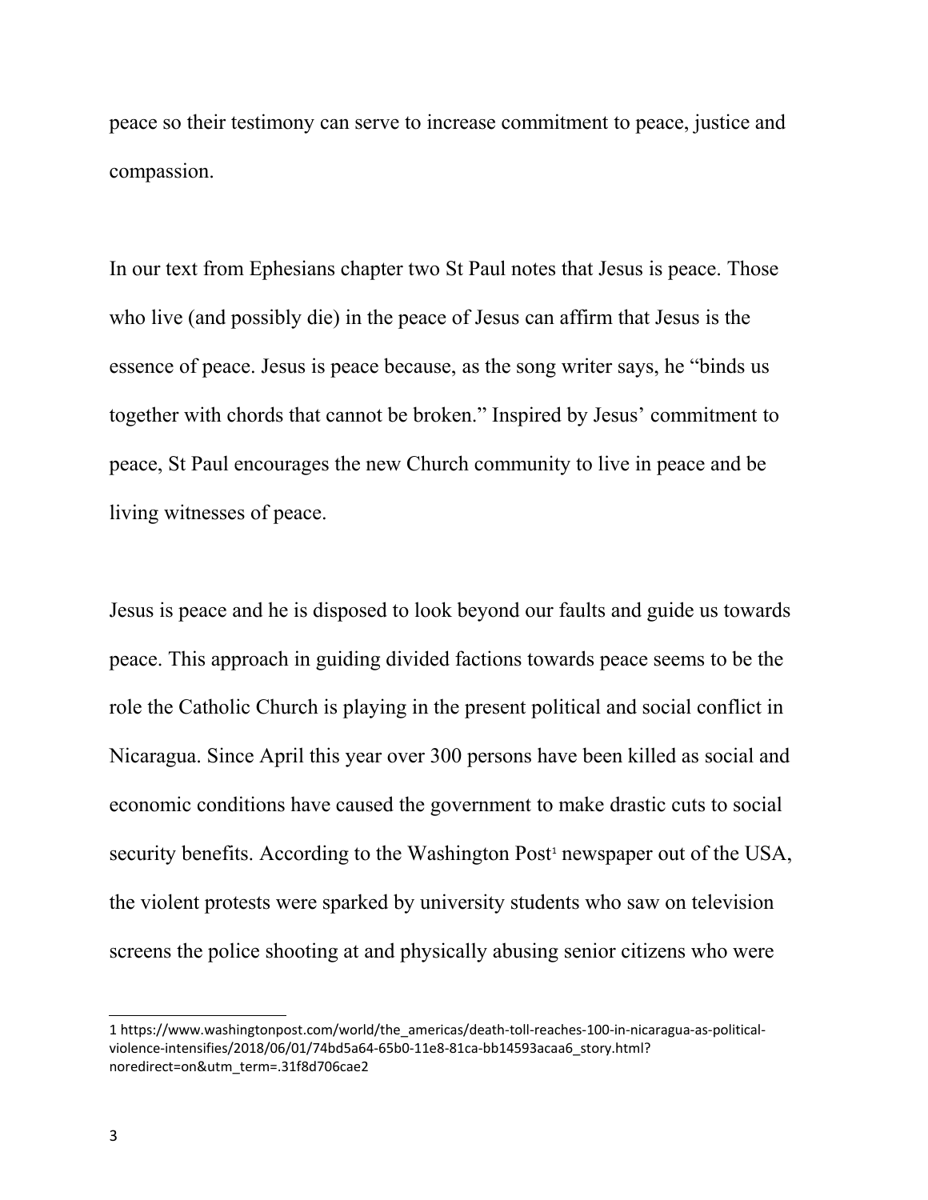peace so their testimony can serve to increase commitment to peace, justice and compassion.

In our text from Ephesians chapter two St Paul notes that Jesus is peace. Those who live (and possibly die) in the peace of Jesus can affirm that Jesus is the essence of peace. Jesus is peace because, as the song writer says, he "binds us together with chords that cannot be broken." Inspired by Jesus' commitment to peace, St Paul encourages the new Church community to live in peace and be living witnesses of peace.

Jesus is peace and he is disposed to look beyond our faults and guide us towards peace. This approach in guiding divided factions towards peace seems to be the role the Catholic Church is playing in the present political and social conflict in Nicaragua. Since April this year over 300 persons have been killed as social and economic conditions have caused the government to make drastic cuts to social security benefits. According to the Washington Post[1] newspaper out of the USA, the violent protests were sparked by university students who saw on television screens the police shooting at and physically abusing senior citizens who were

---

1 https://www.washingtonpost.com/world/the_americas/death-toll-reaches-100-in-nicaragua-as-political-violence-intensifies/2018/06/01/74bd5a64-65b0-11e8-81ca-bb14593acaa6_story.html?noredirect=on&utm_term=.31f8d706cae2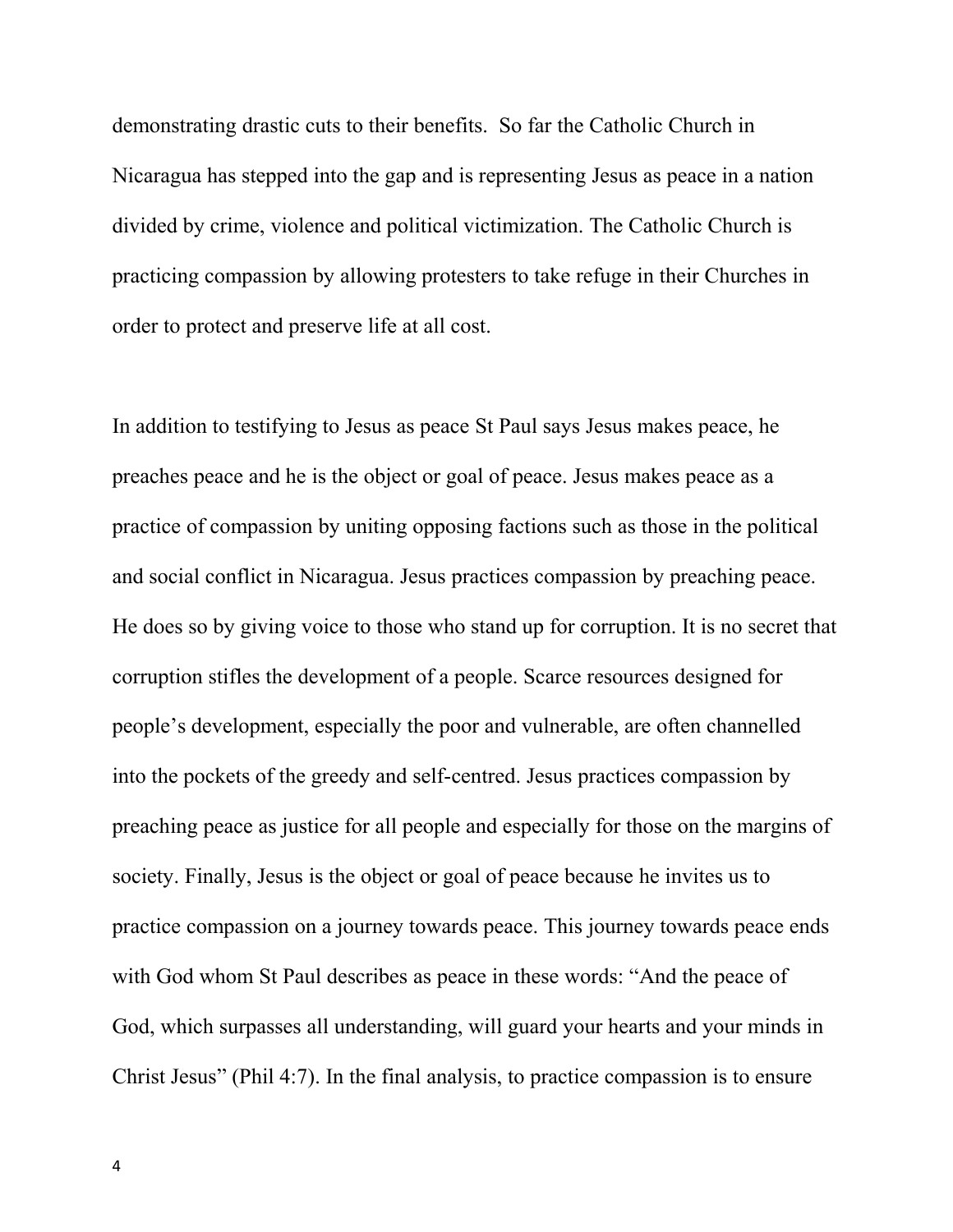demonstrating drastic cuts to their benefits.  So far the Catholic Church in Nicaragua has stepped into the gap and is representing Jesus as peace in a nation divided by crime, violence and political victimization. The Catholic Church is practicing compassion by allowing protesters to take refuge in their Churches in order to protect and preserve life at all cost.

In addition to testifying to Jesus as peace St Paul says Jesus makes peace, he preaches peace and he is the object or goal of peace. Jesus makes peace as a practice of compassion by uniting opposing factions such as those in the political and social conflict in Nicaragua. Jesus practices compassion by preaching peace. He does so by giving voice to those who stand up for corruption. It is no secret that corruption stifles the development of a people. Scarce resources designed for people's development, especially the poor and vulnerable, are often channelled into the pockets of the greedy and self-centred. Jesus practices compassion by preaching peace as justice for all people and especially for those on the margins of society. Finally, Jesus is the object or goal of peace because he invites us to practice compassion on a journey towards peace. This journey towards peace ends with God whom St Paul describes as peace in these words: "And the peace of God, which surpasses all understanding, will guard your hearts and your minds in Christ Jesus" (Phil 4:7). In the final analysis, to practice compassion is to ensure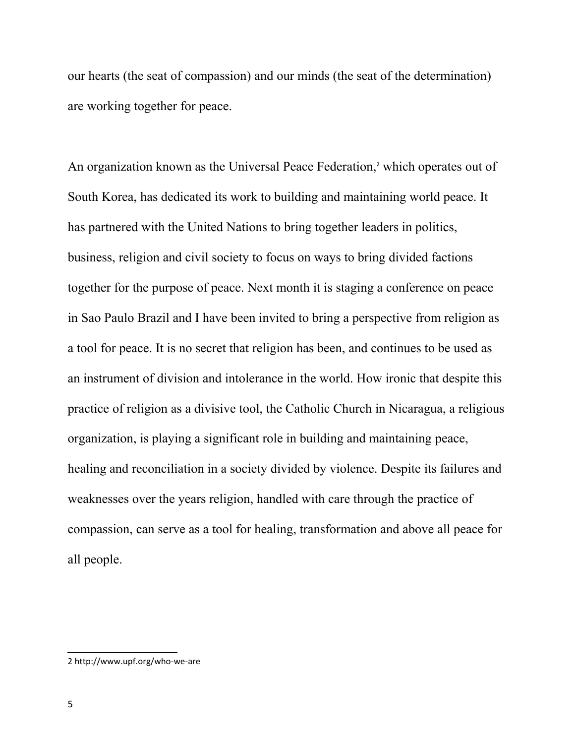our hearts (the seat of compassion) and our minds (the seat of the determination) are working together for peace.

An organization known as the Universal Peace Federation,[2] which operates out of South Korea, has dedicated its work to building and maintaining world peace. It has partnered with the United Nations to bring together leaders in politics, business, religion and civil society to focus on ways to bring divided factions together for the purpose of peace. Next month it is staging a conference on peace in Sao Paulo Brazil and I have been invited to bring a perspective from religion as a tool for peace. It is no secret that religion has been, and continues to be used as an instrument of division and intolerance in the world. How ironic that despite this practice of religion as a divisive tool, the Catholic Church in Nicaragua, a religious organization, is playing a significant role in building and maintaining peace, healing and reconciliation in a society divided by violence. Despite its failures and weaknesses over the years religion, handled with care through the practice of compassion, can serve as a tool for healing, transformation and above all peace for all people.

---

2 http://www.upf.org/who-we-are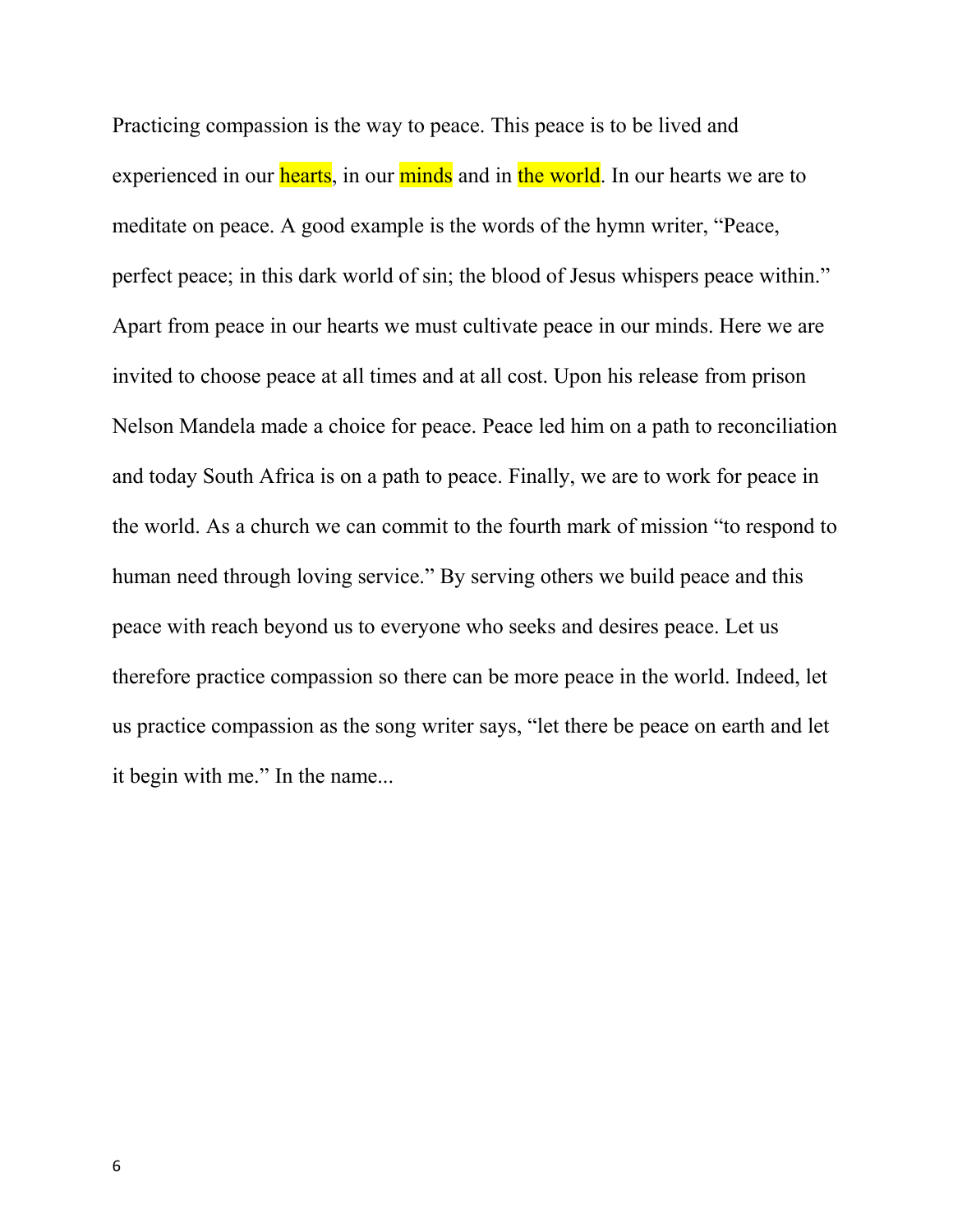Practicing compassion is the way to peace. This peace is to be lived and experienced in our hearts, in our minds and in the world. In our hearts we are to meditate on peace. A good example is the words of the hymn writer, “Peace, perfect peace; in this dark world of sin; the blood of Jesus whispers peace within.” Apart from peace in our hearts we must cultivate peace in our minds. Here we are invited to choose peace at all times and at all cost. Upon his release from prison Nelson Mandela made a choice for peace. Peace led him on a path to reconciliation and today South Africa is on a path to peace. Finally, we are to work for peace in the world. As a church we can commit to the fourth mark of mission “to respond to human need through loving service.” By serving others we build peace and this peace with reach beyond us to everyone who seeks and desires peace. Let us therefore practice compassion so there can be more peace in the world. Indeed, let us practice compassion as the song writer says, “let there be peace on earth and let it begin with me.” In the name...